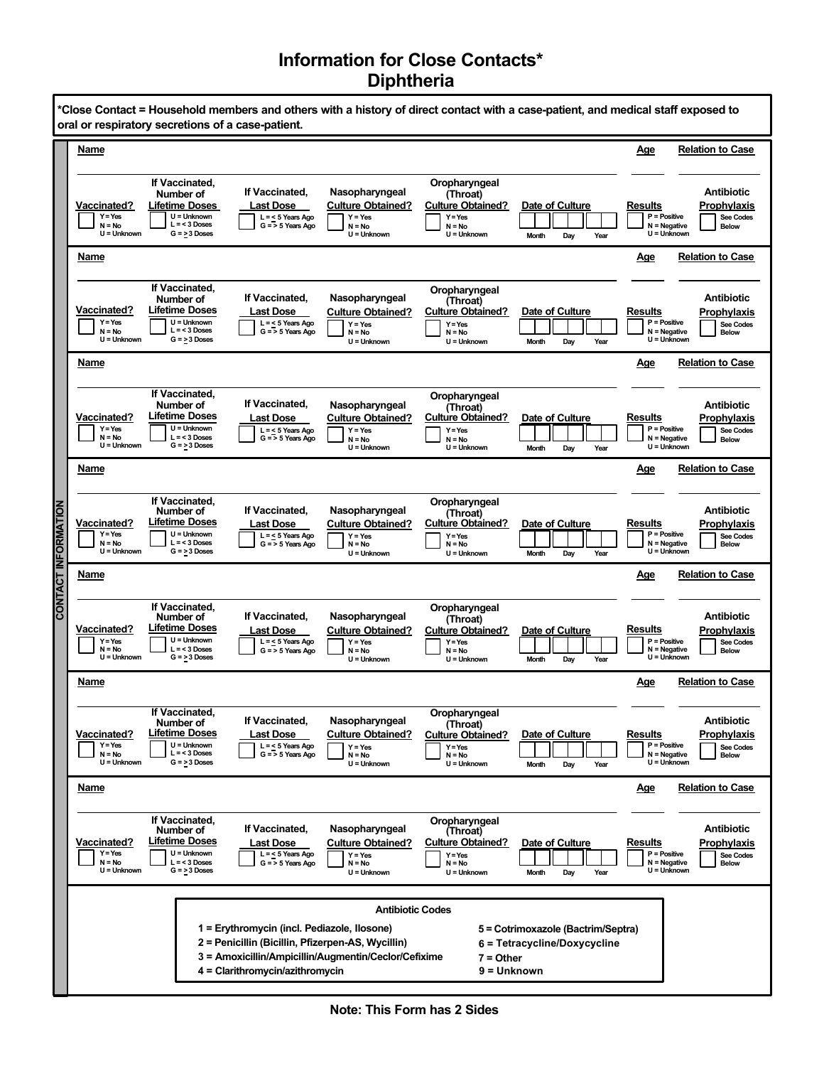# Information for Close Contacts*
## Diphtheria

**\*Close Contact = Household members and others with a history of direct contact with a case-patient, and medical staff exposed to oral or respiratory secretions of a case-patient.**

**CONTACT INFORMATION**

**Name** | **Age** | **Relation to Case**

| Vaccinated? | If Vaccinated, Number of Lifetime Doses | If Vaccinated, Last Dose | Nasopharyngeal Culture Obtained? | Oropharyngeal (Throat) Culture Obtained? | Date of Culture | Results | Antibiotic Prophylaxis |
|---|---|---|---|---|---|---|---|
| Y = Yes<br>N = No<br>U = Unknown | U = Unknown<br>L = < 3 Doses<br>G = ≥ 3 Doses | L = ≤ 5 Years Ago<br>G = > 5 Years Ago | Y = Yes<br>N = No<br>U = Unknown | Y = Yes<br>N = No<br>U = Unknown | Month Day Year | P = Positive<br>N = Negative<br>U = Unknown | See Codes Below |

**Name** | **Age** | **Relation to Case**

| Vaccinated? | If Vaccinated, Number of Lifetime Doses | If Vaccinated, Last Dose | Nasopharyngeal Culture Obtained? | Oropharyngeal (Throat) Culture Obtained? | Date of Culture | Results | Antibiotic Prophylaxis |
|---|---|---|---|---|---|---|---|
| Y = Yes<br>N = No<br>U = Unknown | U = Unknown<br>L = < 3 Doses<br>G = ≥ 3 Doses | L = ≤ 5 Years Ago<br>G = > 5 Years Ago | Y = Yes<br>N = No<br>U = Unknown | Y = Yes<br>N = No<br>U = Unknown | Month Day Year | P = Positive<br>N = Negative<br>U = Unknown | See Codes Below |

**Name** | **Age** | **Relation to Case**

| Vaccinated? | If Vaccinated, Number of Lifetime Doses | If Vaccinated, Last Dose | Nasopharyngeal Culture Obtained? | Oropharyngeal (Throat) Culture Obtained? | Date of Culture | Results | Antibiotic Prophylaxis |
|---|---|---|---|---|---|---|---|
| Y = Yes<br>N = No<br>U = Unknown | U = Unknown<br>L = < 3 Doses<br>G = ≥ 3 Doses | L = ≤ 5 Years Ago<br>G = > 5 Years Ago | Y = Yes<br>N = No<br>U = Unknown | Y = Yes<br>N = No<br>U = Unknown | Month Day Year | P = Positive<br>N = Negative<br>U = Unknown | See Codes Below |

**Name** | **Age** | **Relation to Case**

| Vaccinated? | If Vaccinated, Number of Lifetime Doses | If Vaccinated, Last Dose | Nasopharyngeal Culture Obtained? | Oropharyngeal (Throat) Culture Obtained? | Date of Culture | Results | Antibiotic Prophylaxis |
|---|---|---|---|---|---|---|---|
| Y = Yes<br>N = No<br>U = Unknown | U = Unknown<br>L = < 3 Doses<br>G = ≥ 3 Doses | L = ≤ 5 Years Ago<br>G = > 5 Years Ago | Y = Yes<br>N = No<br>U = Unknown | Y = Yes<br>N = No<br>U = Unknown | Month Day Year | P = Positive<br>N = Negative<br>U = Unknown | See Codes Below |

**Name** | **Age** | **Relation to Case**

| Vaccinated? | If Vaccinated, Number of Lifetime Doses | If Vaccinated, Last Dose | Nasopharyngeal Culture Obtained? | Oropharyngeal (Throat) Culture Obtained? | Date of Culture | Results | Antibiotic Prophylaxis |
|---|---|---|---|---|---|---|---|
| Y = Yes<br>N = No<br>U = Unknown | U = Unknown<br>L = < 3 Doses<br>G = ≥ 3 Doses | L = ≤ 5 Years Ago<br>G = > 5 Years Ago | Y = Yes<br>N = No<br>U = Unknown | Y = Yes<br>N = No<br>U = Unknown | Month Day Year | P = Positive<br>N = Negative<br>U = Unknown | See Codes Below |

**Name** | **Age** | **Relation to Case**

| Vaccinated? | If Vaccinated, Number of Lifetime Doses | If Vaccinated, Last Dose | Nasopharyngeal Culture Obtained? | Oropharyngeal (Throat) Culture Obtained? | Date of Culture | Results | Antibiotic Prophylaxis |
|---|---|---|---|---|---|---|---|
| Y = Yes<br>N = No<br>U = Unknown | U = Unknown<br>L = < 3 Doses<br>G = ≥ 3 Doses | L = ≤ 5 Years Ago<br>G = > 5 Years Ago | Y = Yes<br>N = No<br>U = Unknown | Y = Yes<br>N = No<br>U = Unknown | Month Day Year | P = Positive<br>N = Negative<br>U = Unknown | See Codes Below |

**Name** | **Age** | **Relation to Case**

| Vaccinated? | If Vaccinated, Number of Lifetime Doses | If Vaccinated, Last Dose | Nasopharyngeal Culture Obtained? | Oropharyngeal (Throat) Culture Obtained? | Date of Culture | Results | Antibiotic Prophylaxis |
|---|---|---|---|---|---|---|---|
| Y = Yes<br>N = No<br>U = Unknown | U = Unknown<br>L = < 3 Doses<br>G = ≥ 3 Doses | L = ≤ 5 Years Ago<br>G = > 5 Years Ago | Y = Yes<br>N = No<br>U = Unknown | Y = Yes<br>N = No<br>U = Unknown | Month Day Year | P = Positive<br>N = Negative<br>U = Unknown | See Codes Below |

**Antibiotic Codes**

- 1 = Erythromycin (incl. Pediazole, Ilosone)
- 2 = Penicillin (Bicillin, Pfizerpen-AS, Wycillin)
- 3 = Amoxicillin/Ampicillin/Augmentin/Ceclor/Cefixime
- 4 = Clarithromycin/azithromycin
- 5 = Cotrimoxazole (Bactrim/Septra)
- 6 = Tetracycline/Doxycycline
- 7 = Other
- 9 = Unknown

**Note: This Form has 2 Sides**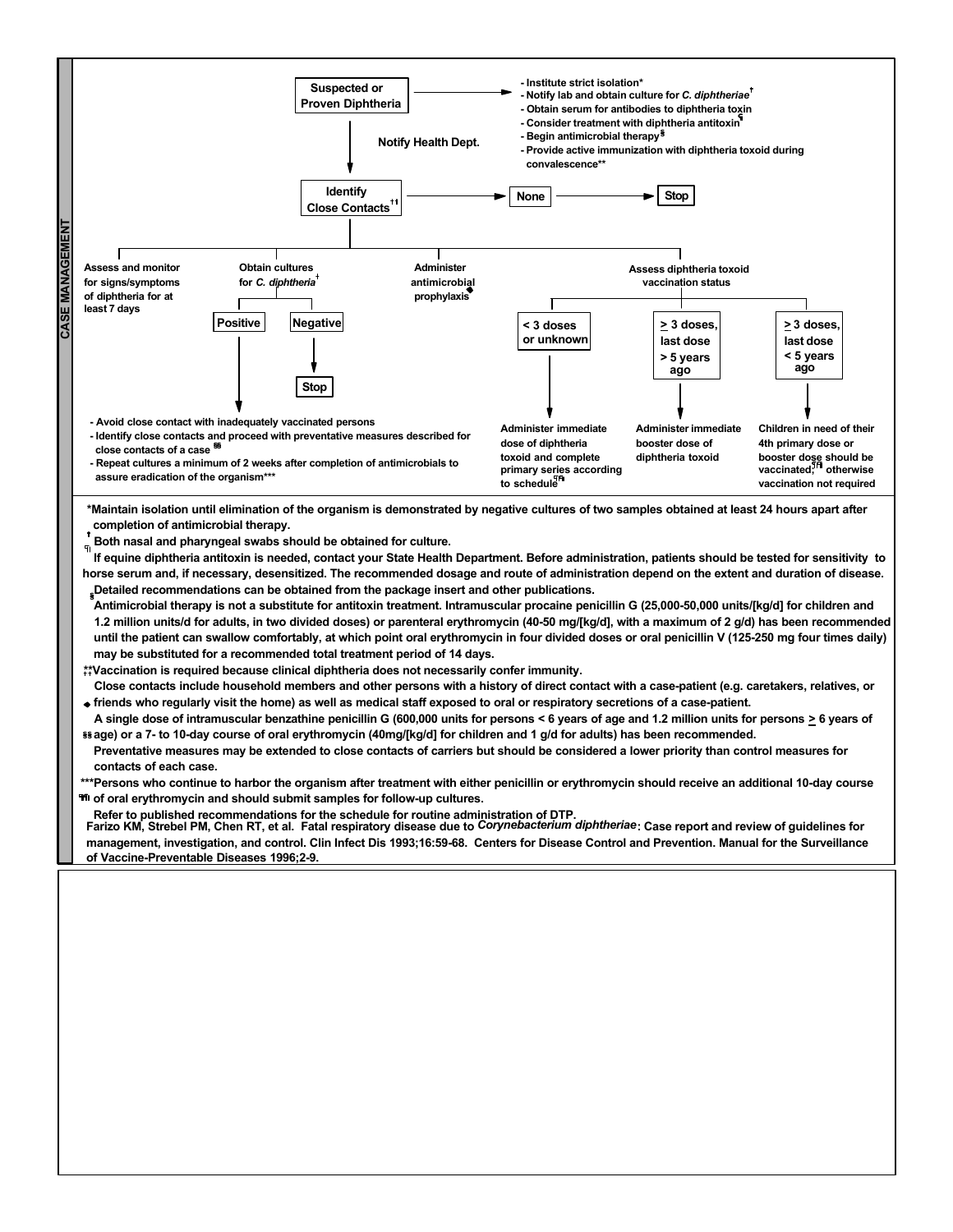## CASE MANAGEMENT

**Suspected or Proven Diphtheria**

- Institute strict isolation*
- Notify lab and obtain culture for *C. diphtheriae*†
- Obtain serum for antibodies to diphtheria toxin
- Consider treatment with diphtheria antitoxin¶
- Begin antimicrobial therapy§
- Provide active immunization with diphtheria toxoid during convalescence**

↓ Notify Health Dept.

**Identify Close Contacts**†† → **None** → **Stop**

**Close contacts:**

- **Assess and monitor for signs/symptoms of diphtheria for at least 7 days**
- **Obtain cultures for *C. diphtheria*†**
  - **Positive** →
    - Avoid close contact with inadequately vaccinated persons
    - Identify close contacts and proceed with preventative measures described for close contacts of a case§§
    - Repeat cultures a minimum of 2 weeks after completion of antimicrobials to assure eradication of the organism***
  - **Negative** → **Stop**
- **Administer antimicrobial prophylaxis**◆
- **Assess diphtheria toxoid vaccination status**
  - **< 3 doses or unknown** → Administer immediate dose of diphtheria toxoid and complete primary series according to schedule¶¶
  - **≥ 3 doses, last dose > 5 years ago** → Administer immediate booster dose of diphtheria toxoid
  - **≥ 3 doses, last dose < 5 years ago** → Children in need of their 4th primary dose or booster dose should be vaccinated;¶¶ otherwise vaccination not required

*Maintain isolation until elimination of the organism is demonstrated by negative cultures of two samples obtained at least 24 hours apart after completion of antimicrobial therapy.

† Both nasal and pharyngeal swabs should be obtained for culture.

¶ If equine diphtheria antitoxin is needed, contact your State Health Department. Before administration, patients should be tested for sensitivity to horse serum and, if necessary, desensitized. The recommended dosage and route of administration depend on the extent and duration of disease. Detailed recommendations can be obtained from the package insert and other publications.

§ Antimicrobial therapy is not a substitute for antitoxin treatment. Intramuscular procaine penicillin G (25,000-50,000 units/[kg/d] for children and 1.2 million units/d for adults, in two divided doses) or parenteral erythromycin (40-50 mg/[kg/d], with a maximum of 2 g/d) has been recommended until the patient can swallow comfortably, at which point oral erythromycin in four divided doses or oral penicillin V (125-250 mg four times daily) may be substituted for a recommended total treatment period of 14 days.

**Vaccination is required because clinical diphtheria does not necessarily confer immunity.

†† Close contacts include household members and other persons with a history of direct contact with a case-patient (e.g. caretakers, relatives, or friends who regularly visit the home) as well as medical staff exposed to oral or respiratory secretions of a case-patient.

◆ A single dose of intramuscular benzathine penicillin G (600,000 units for persons < 6 years of age and 1.2 million units for persons ≥ 6 years of age) or a 7- to 10-day course of oral erythromycin (40mg/[kg/d] for children and 1 g/d for adults) has been recommended.

§§ Preventative measures may be extended to close contacts of carriers but should be considered a lower priority than control measures for contacts of each case.

***Persons who continue to harbor the organism after treatment with either penicillin or erythromycin should receive an additional 10-day course of oral erythromycin and should submit samples for follow-up cultures.

¶¶ Refer to published recommendations for the schedule for routine administration of DTP.

Farizo KM, Strebel PM, Chen RT, et al. Fatal respiratory disease due to *Corynebacterium diphtheriae*: Case report and review of guidelines for management, investigation, and control. Clin Infect Dis 1993;16:59-68. Centers for Disease Control and Prevention. Manual for the Surveillance of Vaccine-Preventable Diseases 1996;2-9.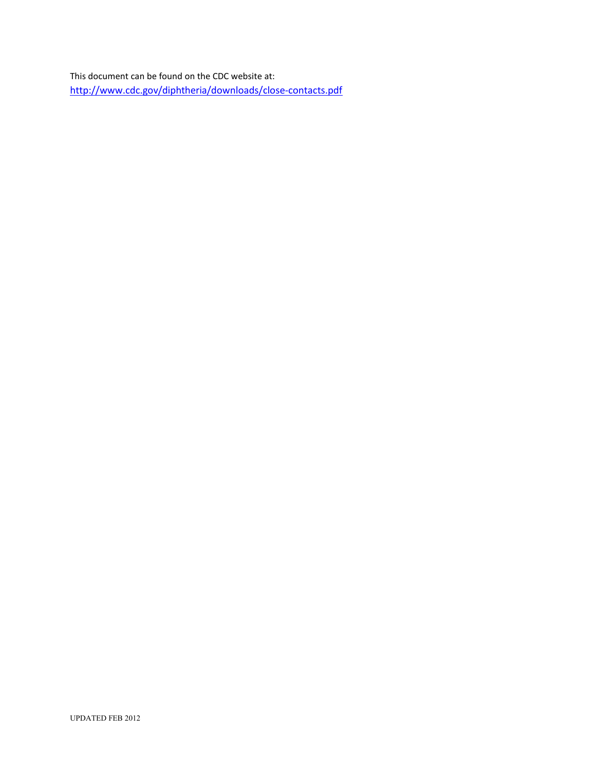This document can be found on the CDC website at:
http://www.cdc.gov/diphtheria/downloads/close-contacts.pdf

UPDATED FEB 2012